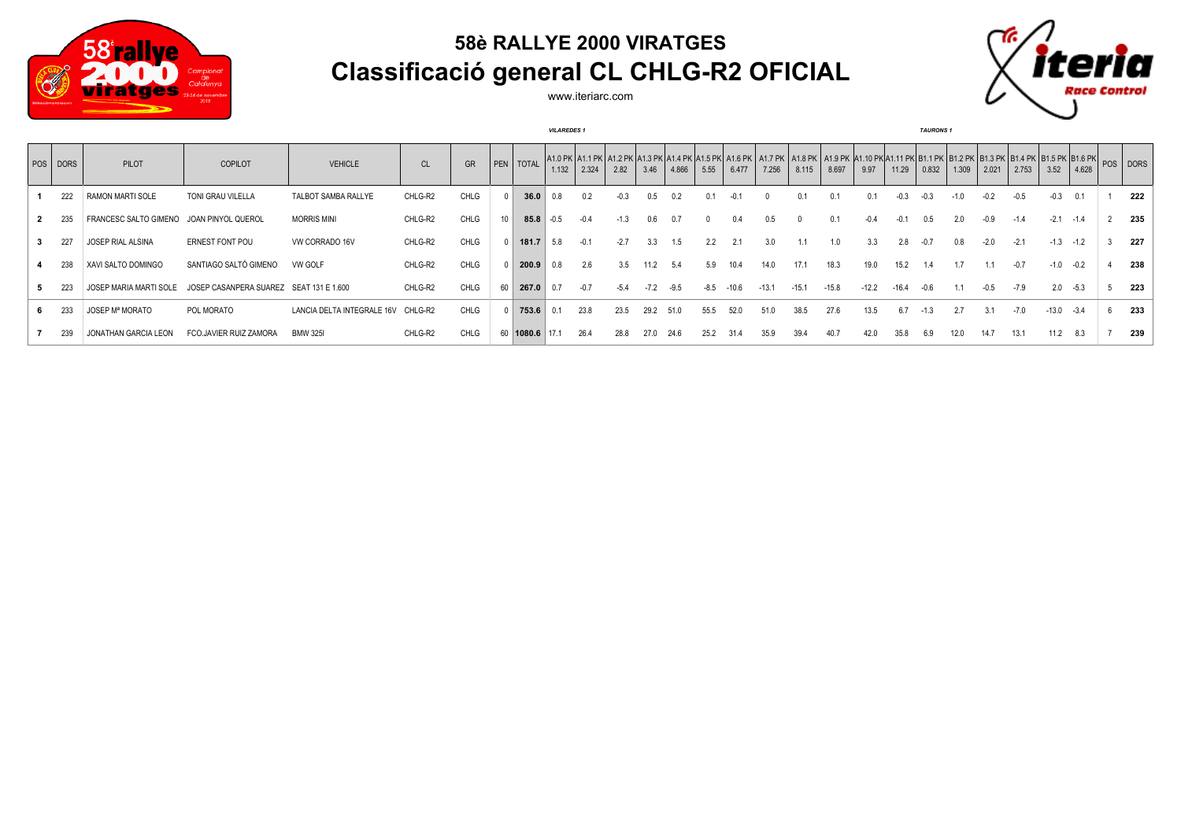# 58è RALLYE 2000 VIRATGES

## Classificació general CL CHLG-R2 OFICIAL

www.iteriarc.com

*VILAREDES 1* | *TAURONS 1*

| POS | DORS | PILOT | COPILOT | VEHICLE | CL | GR | PEN | TOTAL | A1.0 PK 1.132 | A1.1 PK 2.324 | A1.2 PK 2.82 | A1.3 PK 3.46 | A1.4 PK 4.866 | A1.5 PK 5.55 | A1.6 PK 6.477 | A1.7 PK 7.256 | A1.8 PK 8.115 | A1.9 PK 8.697 | A1.10 PK 9.97 | A1.11 PK 11.29 | B1.1 PK 0.832 | B1.2 PK 1.309 | B1.3 PK 2.021 | B1.4 PK 2.753 | B1.5 PK 3.52 | B1.6 PK 4.628 | POS | DORS |
|---|---|---|---|---|---|---|---|---|---|---|---|---|---|---|---|---|---|---|---|---|---|---|---|---|---|---|---|---|
| 1 | 222 | RAMON MARTI SOLE | TONI GRAU VILELLA | TALBOT SAMBA RALLYE | CHLG-R2 | CHLG | 0 | **36.0** | 0.8 | 0.2 | -0.3 | 0.5 | 0.2 | 0.1 | -0.1 | 0 | 0.1 | 0.1 | 0.1 | -0.3 | -0.3 | -1.0 | -0.2 | -0.5 | -0.3 | 0.1 | 1 | **222** |
| 2 | 235 | FRANCESC SALTO GIMENO | JOAN PINYOL QUEROL | MORRIS MINI | CHLG-R2 | CHLG | 10 | **85.8** | -0.5 | -0.4 | -1.3 | 0.6 | 0.7 | 0 | 0.4 | 0.5 | 0 | 0.1 | -0.4 | -0.1 | 0.5 | 2.0 | -0.9 | -1.4 | -2.1 | -1.4 | 2 | **235** |
| 3 | 227 | JOSEP RIAL ALSINA | ERNEST FONT POU | VW CORRADO 16V | CHLG-R2 | CHLG | 0 | **181.7** | 5.8 | -0.1 | -2.7 | 3.3 | 1.5 | 2.2 | 2.1 | 3.0 | 1.1 | 1.0 | 3.3 | 2.8 | -0.7 | 0.8 | -2.0 | -2.1 | -1.3 | -1.2 | 3 | **227** |
| 4 | 238 | XAVI SALTO DOMINGO | SANTIAGO SALTÓ GIMENO | VW GOLF | CHLG-R2 | CHLG | 0 | **200.9** | 0.8 | 2.6 | 3.5 | 11.2 | 5.4 | 5.9 | 10.4 | 14.0 | 17.1 | 18.3 | 19.0 | 15.2 | 1.4 | 1.7 | 1.1 | -0.7 | -1.0 | -0.2 | 4 | **238** |
| 5 | 223 | JOSEP MARIA MARTI SOLE | JOSEP CASANPERA SUAREZ | SEAT 131 E 1.600 | CHLG-R2 | CHLG | 60 | **267.0** | 0.7 | -0.7 | -5.4 | -7.2 | -9.5 | -8.5 | -10.6 | -13.1 | -15.1 | -15.8 | -12.2 | -16.4 | -0.6 | 1.1 | -0.5 | -7.9 | 2.0 | -5.3 | 5 | **223** |
| 6 | 233 | JOSEP Mª MORATO | POL MORATO | LANCIA DELTA INTEGRALE 16V | CHLG-R2 | CHLG | 0 | **753.6** | 0.1 | 23.8 | 23.5 | 29.2 | 51.0 | 55.5 | 52.0 | 51.0 | 38.5 | 27.6 | 13.5 | 6.7 | -1.3 | 2.7 | 3.1 | -7.0 | -13.0 | -3.4 | 6 | **233** |
| 7 | 239 | JONATHAN GARCIA LEON | FCO.JAVIER RUIZ ZAMORA | BMW 325I | CHLG-R2 | CHLG | 60 | **1080.6** | 17.1 | 26.4 | 28.8 | 27.0 | 24.6 | 25.2 | 31.4 | 35.9 | 39.4 | 40.7 | 42.0 | 35.8 | 6.9 | 12.0 | 14.7 | 13.1 | 11.2 | 8.3 | 7 | **239** |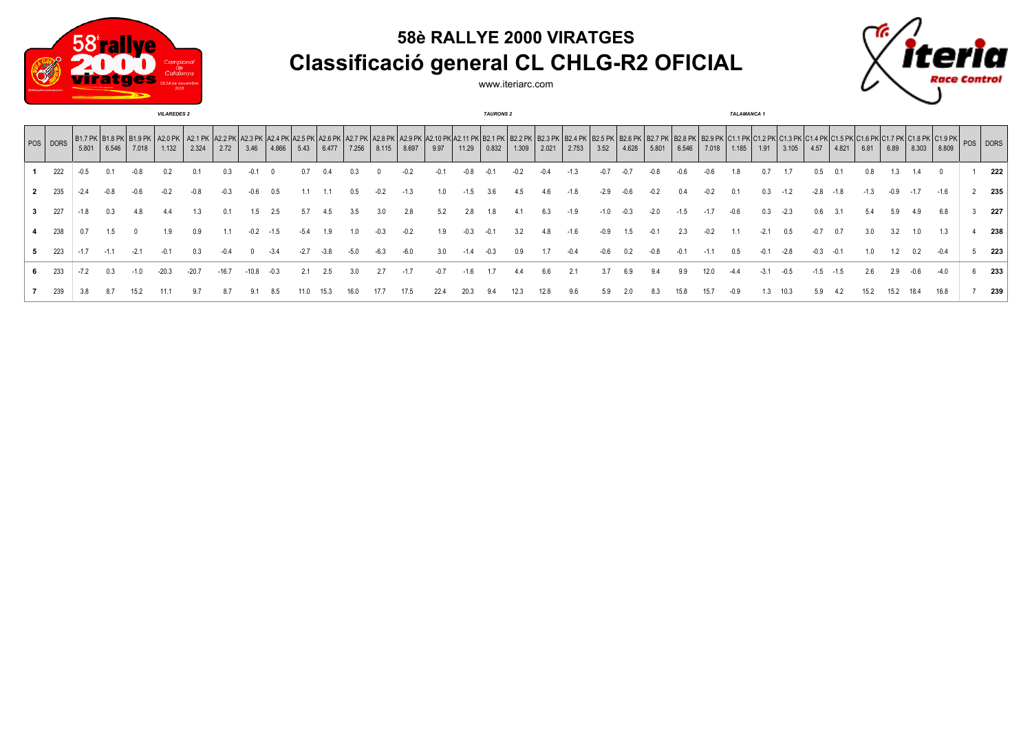# 58è RALLYE 2000 VIRATGES

## Classificació general CL CHLG-R2 OFICIAL

www.iteriarc.com

| | | | | | *VILAREDES 2* | | | | | | | | | | | | | *TAURONS 2* | | | | | | | | | | *TALAMANCA 1* | | | | | | | | | | |
|---|---|---|---|---|---|---|---|---|---|---|---|---|---|---|---|---|---|---|---|---|---|---|---|---|---|---|---|---|---|---|---|---|---|---|---|---|
| POS | DORS | B1.7 PK 5.801 | B1.8 PK 6.546 | B1.9 PK 7.018 | A2.0 PK 1.132 | A2.1 PK 2.324 | A2.2 PK 2.72 | A2.3 PK 3.46 | A2.4 PK 4.866 | A2.5 PK 5.43 | A2.6 PK 6.477 | A2.7 PK 7.256 | A2.8 PK 8.115 | A2.9 PK 8.697 | A2.10 PK 9.97 | A2.11 PK 11.29 | B2.1 PK 0.832 | B2.2 PK 1.309 | B2.3 PK 2.021 | B2.4 PK 2.753 | B2.5 PK 3.52 | B2.6 PK 4.628 | B2.7 PK 5.801 | B2.8 PK 6.546 | B2.9 PK 7.018 | C1.1 PK 1.185 | C1.2 PK 1.91 | C1.3 PK 3.105 | C1.4 PK 4.57 | C1.5 PK 4.821 | C1.6 PK 6.81 | C1.7 PK 6.89 | C1.8 PK 8.303 | C1.9 PK 8.809 | POS | DORS |
| **1** | 222 | -0.5 | 0.1 | -0.8 | 0.2 | 0.1 | 0.3 | -0.1 | 0 | 0.7 | 0.4 | 0.3 | 0 | -0.2 | -0.1 | -0.8 | -0.1 | -0.2 | -0.4 | -1.3 | -0.7 | -0.7 | -0.8 | -0.6 | -0.6 | 1.8 | 0.7 | 1.7 | 0.5 | 0.1 | 0.8 | 1.3 | 1.4 | 0 | 1 | **222** |
| **2** | 235 | -2.4 | -0.8 | -0.6 | -0.2 | -0.8 | -0.3 | -0.6 | 0.5 | 1.1 | 1.1 | 0.5 | -0.2 | -1.3 | 1.0 | -1.5 | 3.6 | 4.5 | 4.6 | -1.8 | -2.9 | -0.6 | -0.2 | 0.4 | -0.2 | 0.1 | 0.3 | -1.2 | -2.8 | -1.8 | -1.3 | -0.9 | -1.7 | -1.6 | 2 | **235** |
| **3** | 227 | -1.8 | 0.3 | 4.8 | 4.4 | 1.3 | 0.1 | 1.5 | 2.5 | 5.7 | 4.5 | 3.5 | 3.0 | 2.8 | 5.2 | 2.8 | 1.8 | 4.1 | 6.3 | -1.9 | -1.0 | -0.3 | -2.0 | -1.5 | -1.7 | -0.6 | 0.3 | -2.3 | 0.6 | 3.1 | 5.4 | 5.9 | 4.9 | 6.8 | 3 | **227** |
| **4** | 238 | 0.7 | 1.5 | 0 | 1.9 | 0.9 | 1.1 | -0.2 | -1.5 | -5.4 | 1.9 | 1.0 | -0.3 | -0.2 | 1.9 | -0.3 | -0.1 | 3.2 | 4.8 | -1.6 | -0.9 | 1.5 | -0.1 | 2.3 | -0.2 | 1.1 | -2.1 | 0.5 | -0.7 | 0.7 | 3.0 | 3.2 | 1.0 | 1.3 | 4 | **238** |
| **5** | 223 | -1.7 | -1.1 | -2.1 | -0.1 | 0.3 | -0.4 | 0 | -3.4 | -2.7 | -3.8 | -5.0 | -6.3 | -6.0 | 3.0 | -1.4 | -0.3 | 0.9 | 1.7 | -0.4 | -0.6 | 0.2 | -0.8 | -0.1 | -1.1 | 0.5 | -0.1 | -2.8 | -0.3 | -0.1 | 1.0 | 1.2 | 0.2 | -0.4 | 5 | **223** |
| **6** | 233 | -7.2 | 0.3 | -1.0 | -20.3 | -20.7 | -16.7 | -10.8 | -0.3 | 2.1 | 2.5 | 3.0 | 2.7 | -1.7 | -0.7 | -1.6 | 1.7 | 4.4 | 6.6 | 2.1 | 3.7 | 6.9 | 9.4 | 9.9 | 12.0 | -4.4 | -3.1 | -0.5 | -1.5 | -1.5 | 2.6 | 2.9 | -0.6 | -4.0 | 6 | **233** |
| **7** | 239 | 3.8 | 8.7 | 15.2 | 11.1 | 9.7 | 8.7 | 9.1 | 8.5 | 11.0 | 15.3 | 16.0 | 17.7 | 17.5 | 22.4 | 20.3 | 9.4 | 12.3 | 12.8 | 9.6 | 5.9 | 2.0 | 8.3 | 15.8 | 15.7 | -0.9 | 1.3 | 10.3 | 5.9 | 4.2 | 15.2 | 15.2 | 18.4 | 16.8 | 7 | **239** |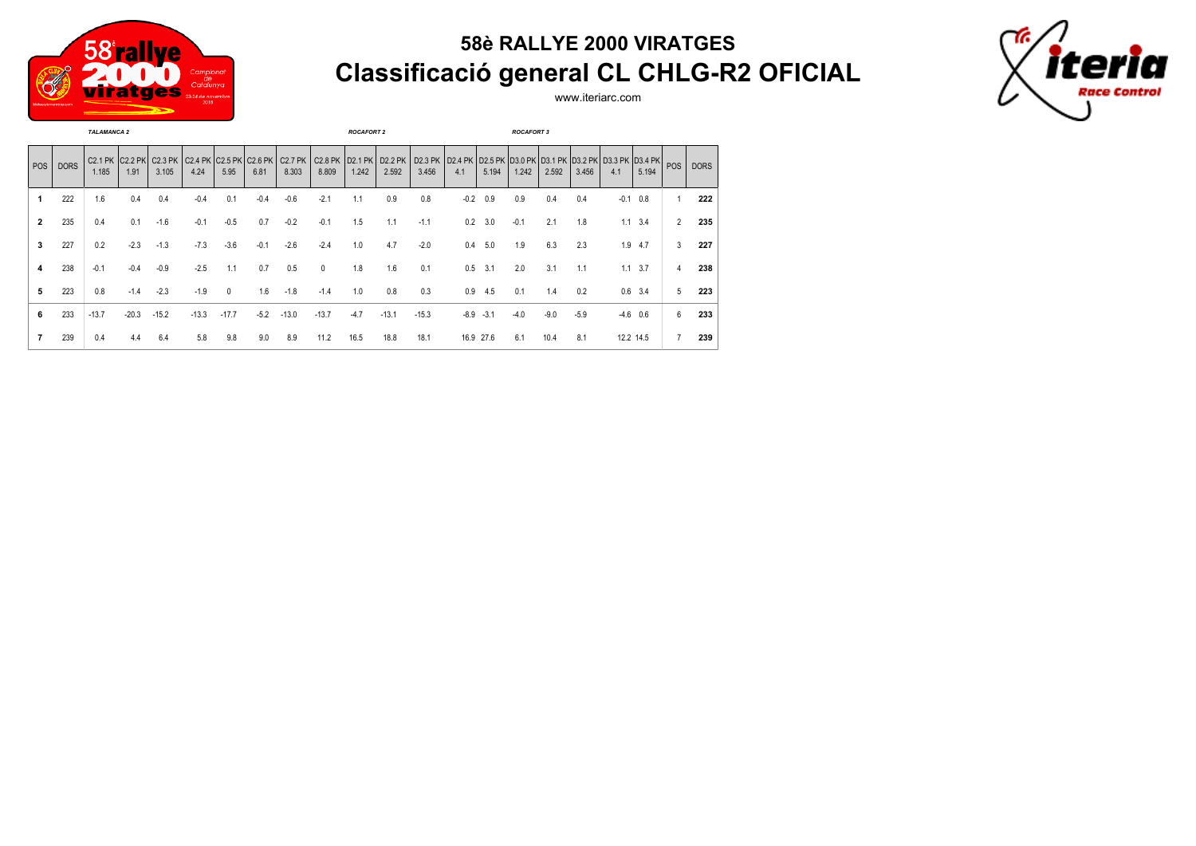# 58è RALLYE 2000 VIRATGES

## Classificació general CL CHLG-R2 OFICIAL

www.iteriarc.com

| | | TALAMANCA 2 | | | | | | | | ROCAFORT 2 | | | | | ROCAFORT 3 | | | | | | | |
|---|---|---|---|---|---|---|---|---|---|---|---|---|---|---|---|---|---|---|---|---|---|---|
| POS | DORS | C2.1 PK 1.185 | C2.2 PK 1.91 | C2.3 PK 3.105 | C2.4 PK 4.24 | C2.5 PK 5.95 | C2.6 PK 6.81 | C2.7 PK 8.303 | C2.8 PK 8.809 | D2.1 PK 1.242 | D2.2 PK 2.592 | D2.3 PK 3.456 | D2.4 PK 4.1 | D2.5 PK 5.194 | D3.0 PK 1.242 | D3.1 PK 2.592 | D3.2 PK 3.456 | D3.3 PK 4.1 | D3.4 PK 5.194 | POS | DORS |
| **1** | 222 | 1.6 | 0.4 | 0.4 | -0.4 | 0.1 | -0.4 | -0.6 | -2.1 | 1.1 | 0.9 | 0.8 | -0.2 | 0.9 | 0.9 | 0.4 | 0.4 | -0.1 | 0.8 | 1 | **222** |
| **2** | 235 | 0.4 | 0.1 | -1.6 | -0.1 | -0.5 | 0.7 | -0.2 | -0.1 | 1.5 | 1.1 | -1.1 | 0.2 | 3.0 | -0.1 | 2.1 | 1.8 | 1.1 | 3.4 | 2 | **235** |
| **3** | 227 | 0.2 | -2.3 | -1.3 | -7.3 | -3.6 | -0.1 | -2.6 | -2.4 | 1.0 | 4.7 | -2.0 | 0.4 | 5.0 | 1.9 | 6.3 | 2.3 | 1.9 | 4.7 | 3 | **227** |
| **4** | 238 | -0.1 | -0.4 | -0.9 | -2.5 | 1.1 | 0.7 | 0.5 | 0 | 1.8 | 1.6 | 0.1 | 0.5 | 3.1 | 2.0 | 3.1 | 1.1 | 1.1 | 3.7 | 4 | **238** |
| **5** | 223 | 0.8 | -1.4 | -2.3 | -1.9 | 0 | 1.6 | -1.8 | -1.4 | 1.0 | 0.8 | 0.3 | 0.9 | 4.5 | 0.1 | 1.4 | 0.2 | 0.6 | 3.4 | 5 | **223** |
| **6** | 233 | -13.7 | -20.3 | -15.2 | -13.3 | -17.7 | -5.2 | -13.0 | -13.7 | -4.7 | -13.1 | -15.3 | -8.9 | -3.1 | -4.0 | -9.0 | -5.9 | -4.6 | 0.6 | 6 | **233** |
| **7** | 239 | 0.4 | 4.4 | 6.4 | 5.8 | 9.8 | 9.0 | 8.9 | 11.2 | 16.5 | 18.8 | 18.1 | 16.9 | 27.6 | 6.1 | 10.4 | 8.1 | 12.2 | 14.5 | 7 | **239** |